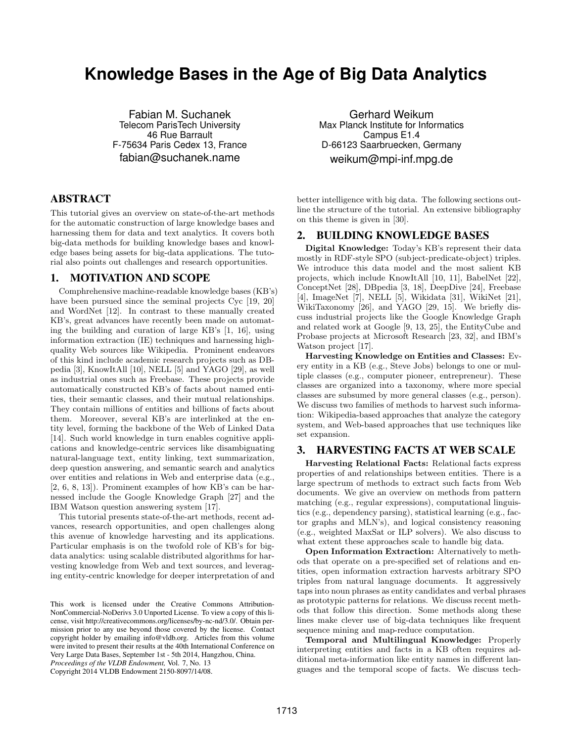# Knowledge Bases in the Age of Big Data Analytics

Fabian M. Suchanek
Telecom ParisTech University
46 Rue Barrault
F-75634 Paris Cedex 13, France
fabian@suchanek.name

Gerhard Weikum
Max Planck Institute for Informatics
Campus E1.4
D-66123 Saarbruecken, Germany
weikum@mpi-inf.mpg.de

## ABSTRACT

This tutorial gives an overview on state-of-the-art methods for the automatic construction of large knowledge bases and harnessing them for data and text analytics. It covers both big-data methods for building knowledge bases and knowledge bases being assets for big-data applications. The tutorial also points out challenges and research opportunities.

## 1. MOTIVATION AND SCOPE

Comphrehensive machine-readable knowledge bases (KB's) have been pursued since the seminal projects Cyc [19, 20] and WordNet [12]. In contrast to these manually created KB's, great advances have recently been made on automating the building and curation of large KB's [1, 16], using information extraction (IE) techniques and harnessing high-quality Web sources like Wikipedia. Prominent endeavors of this kind include academic research projects such as DBpedia [3], KnowItAll [10], NELL [5] and YAGO [29], as well as industrial ones such as Freebase. These projects provide automatically constructed KB's of facts about named entities, their semantic classes, and their mutual relationships. They contain millions of entities and billions of facts about them. Moreover, several KB's are interlinked at the entity level, forming the backbone of the Web of Linked Data [14]. Such world knowledge in turn enables cognitive applications and knowledge-centric services like disambiguating natural-language text, entity linking, text summarization, deep question answering, and semantic search and analytics over entities and relations in Web and enterprise data (e.g., [2, 6, 8, 13]). Prominent examples of how KB's can be harnessed include the Google Knowledge Graph [27] and the IBM Watson question answering system [17].

This tutorial presents state-of-the-art methods, recent advances, research opportunities, and open challenges along this avenue of knowledge harvesting and its applications. Particular emphasis is on the twofold role of KB's for big-data analytics: using scalable distributed algorithms for harvesting knowledge from Web and text sources, and leveraging entity-centric knowledge for deeper interpretation of and better intelligence with big data. The following sections outline the structure of the tutorial. An extensive bibliography on this theme is given in [30].

This work is licensed under the Creative Commons Attribution-NonCommercial-NoDerivs 3.0 Unported License. To view a copy of this license, visit http://creativecommons.org/licenses/by-nc-nd/3.0/. Obtain permission prior to any use beyond those covered by the license. Contact copyright holder by emailing info@vldb.org. Articles from this volume were invited to present their results at the 40th International Conference on Very Large Data Bases, September 1st - 5th 2014, Hangzhou, China.
*Proceedings of the VLDB Endowment,* Vol. 7, No. 13
Copyright 2014 VLDB Endowment 2150-8097/14/08.

## 2. BUILDING KNOWLEDGE BASES

**Digital Knowledge:** Today's KB's represent their data mostly in RDF-style SPO (subject-predicate-object) triples. We introduce this data model and the most salient KB projects, which include KnowItAll [10, 11], BabelNet [22], ConceptNet [28], DBpedia [3, 18], DeepDive [24], Freebase [4], ImageNet [7], NELL [5], Wikidata [31], WikiNet [21], WikiTaxonomy [26], and YAGO [29, 15]. We briefly discuss industrial projects like the Google Knowledge Graph and related work at Google [9, 13, 25], the EntityCube and Probase projects at Microsoft Research [23, 32], and IBM's Watson project [17].

**Harvesting Knowledge on Entities and Classes:** Every entity in a KB (e.g., Steve Jobs) belongs to one or multiple classes (e.g., computer pioneer, entrepreneur). These classes are organized into a taxonomy, where more special classes are subsumed by more general classes (e.g., person). We discuss two families of methods to harvest such information: Wikipedia-based approaches that analyze the category system, and Web-based approaches that use techniques like set expansion.

## 3. HARVESTING FACTS AT WEB SCALE

**Harvesting Relational Facts:** Relational facts express properties of and relationships between entities. There is a large spectrum of methods to extract such facts from Web documents. We give an overview on methods from pattern matching (e.g., regular expressions), computational linguistics (e.g., dependency parsing), statistical learning (e.g., factor graphs and MLN's), and logical consistency reasoning (e.g., weighted MaxSat or ILP solvers). We also discuss to what extent these approaches scale to handle big data.

**Open Information Extraction:** Alternatively to methods that operate on a pre-specified set of relations and entities, open information extraction harvests arbitrary SPO triples from natural language documents. It aggressively taps into noun phrases as entity candidates and verbal phrases as prototypic patterns for relations. We discuss recent methods that follow this direction. Some methods along these lines make clever use of big-data techniques like frequent sequence mining and map-reduce computation.

**Temporal and Multilingual Knowledge:** Properly interpreting entities and facts in a KB often requires additional meta-information like entity names in different languages and the temporal scope of facts. We discuss tech-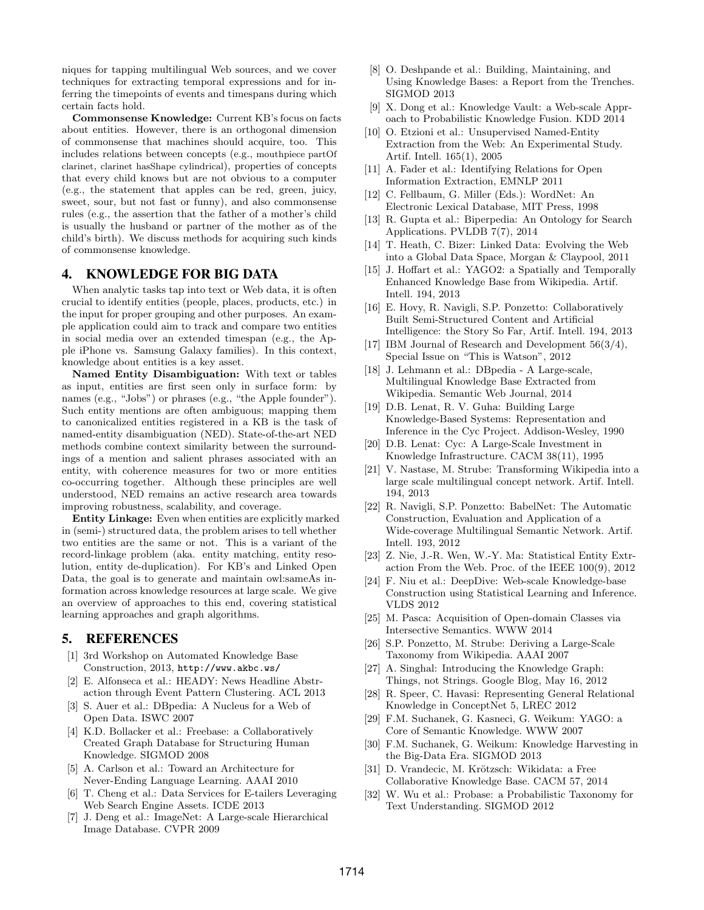niques for tapping multilingual Web sources, and we cover techniques for extracting temporal expressions and for inferring the timepoints of events and timespans during which certain facts hold.

**Commonsense Knowledge:** Current KB's focus on facts about entities. However, there is an orthogonal dimension of commonsense that machines should acquire, too. This includes relations between concepts (e.g., mouthpiece partOf clarinet, clarinet hasShape cylindrical), properties of concepts that every child knows but are not obvious to a computer (e.g., the statement that apples can be red, green, juicy, sweet, sour, but not fast or funny), and also commonsense rules (e.g., the assertion that the father of a mother's child is usually the husband or partner of the mother as of the child's birth). We discuss methods for acquiring such kinds of commonsense knowledge.

## 4. KNOWLEDGE FOR BIG DATA

When analytic tasks tap into text or Web data, it is often crucial to identify entities (people, places, products, etc.) in the input for proper grouping and other purposes. An example application could aim to track and compare two entities in social media over an extended timespan (e.g., the Apple iPhone vs. Samsung Galaxy families). In this context, knowledge about entities is a key asset.

**Named Entity Disambiguation:** With text or tables as input, entities are first seen only in surface form: by names (e.g., "Jobs") or phrases (e.g., "the Apple founder"). Such entity mentions are often ambiguous; mapping them to canonicalized entities registered in a KB is the task of named-entity disambiguation (NED). State-of-the-art NED methods combine context similarity between the surroundings of a mention and salient phrases associated with an entity, with coherence measures for two or more entities co-occurring together. Although these principles are well understood, NED remains an active research area towards improving robustness, scalability, and coverage.

**Entity Linkage:** Even when entities are explicitly marked in (semi-) structured data, the problem arises to tell whether two entities are the same or not. This is a variant of the record-linkage problem (aka. entity matching, entity resolution, entity de-duplication). For KB's and Linked Open Data, the goal is to generate and maintain owl:sameAs information across knowledge resources at large scale. We give an overview of approaches to this end, covering statistical learning approaches and graph algorithms.

## 5. REFERENCES

[1] 3rd Workshop on Automated Knowledge Base Construction, 2013, http://www.akbc.ws/

[2] E. Alfonseca et al.: HEADY: News Headline Abstraction through Event Pattern Clustering. ACL 2013

[3] S. Auer et al.: DBpedia: A Nucleus for a Web of Open Data. ISWC 2007

[4] K.D. Bollacker et al.: Freebase: a Collaboratively Created Graph Database for Structuring Human Knowledge. SIGMOD 2008

[5] A. Carlson et al.: Toward an Architecture for Never-Ending Language Learning. AAAI 2010

[6] T. Cheng et al.: Data Services for E-tailers Leveraging Web Search Engine Assets. ICDE 2013

[7] J. Deng et al.: ImageNet: A Large-scale Hierarchical Image Database. CVPR 2009

[8] O. Deshpande et al.: Building, Maintaining, and Using Knowledge Bases: a Report from the Trenches. SIGMOD 2013

[9] X. Dong et al.: Knowledge Vault: a Web-scale Approach to Probabilistic Knowledge Fusion. KDD 2014

[10] O. Etzioni et al.: Unsupervised Named-Entity Extraction from the Web: An Experimental Study. Artif. Intell. 165(1), 2005

[11] A. Fader et al.: Identifying Relations for Open Information Extraction, EMNLP 2011

[12] C. Fellbaum, G. Miller (Eds.): WordNet: An Electronic Lexical Database, MIT Press, 1998

[13] R. Gupta et al.: Biperpedia: An Ontology for Search Applications. PVLDB 7(7), 2014

[14] T. Heath, C. Bizer: Linked Data: Evolving the Web into a Global Data Space, Morgan & Claypool, 2011

[15] J. Hoffart et al.: YAGO2: a Spatially and Temporally Enhanced Knowledge Base from Wikipedia. Artif. Intell. 194, 2013

[16] E. Hovy, R. Navigli, S.P. Ponzetto: Collaboratively Built Semi-Structured Content and Artificial Intelligence: the Story So Far, Artif. Intell. 194, 2013

[17] IBM Journal of Research and Development 56(3/4), Special Issue on "This is Watson", 2012

[18] J. Lehmann et al.: DBpedia - A Large-scale, Multilingual Knowledge Base Extracted from Wikipedia. Semantic Web Journal, 2014

[19] D.B. Lenat, R. V. Guha: Building Large Knowledge-Based Systems: Representation and Inference in the Cyc Project. Addison-Wesley, 1990

[20] D.B. Lenat: Cyc: A Large-Scale Investment in Knowledge Infrastructure. CACM 38(11), 1995

[21] V. Nastase, M. Strube: Transforming Wikipedia into a large scale multilingual concept network. Artif. Intell. 194, 2013

[22] R. Navigli, S.P. Ponzetto: BabelNet: The Automatic Construction, Evaluation and Application of a Wide-coverage Multilingual Semantic Network. Artif. Intell. 193, 2012

[23] Z. Nie, J.-R. Wen, W.-Y. Ma: Statistical Entity Extraction From the Web. Proc. of the IEEE 100(9), 2012

[24] F. Niu et al.: DeepDive: Web-scale Knowledge-base Construction using Statistical Learning and Inference. VLDS 2012

[25] M. Pasca: Acquisition of Open-domain Classes via Intersective Semantics. WWW 2014

[26] S.P. Ponzetto, M. Strube: Deriving a Large-Scale Taxonomy from Wikipedia. AAAI 2007

[27] A. Singhal: Introducing the Knowledge Graph: Things, not Strings. Google Blog, May 16, 2012

[28] R. Speer, C. Havasi: Representing General Relational Knowledge in ConceptNet 5, LREC 2012

[29] F.M. Suchanek, G. Kasneci, G. Weikum: YAGO: a Core of Semantic Knowledge. WWW 2007

[30] F.M. Suchanek, G. Weikum: Knowledge Harvesting in the Big-Data Era. SIGMOD 2013

[31] D. Vrandecic, M. Krötzsch: Wikidata: a Free Collaborative Knowledge Base. CACM 57, 2014

[32] W. Wu et al.: Probase: a Probabilistic Taxonomy for Text Understanding. SIGMOD 2012